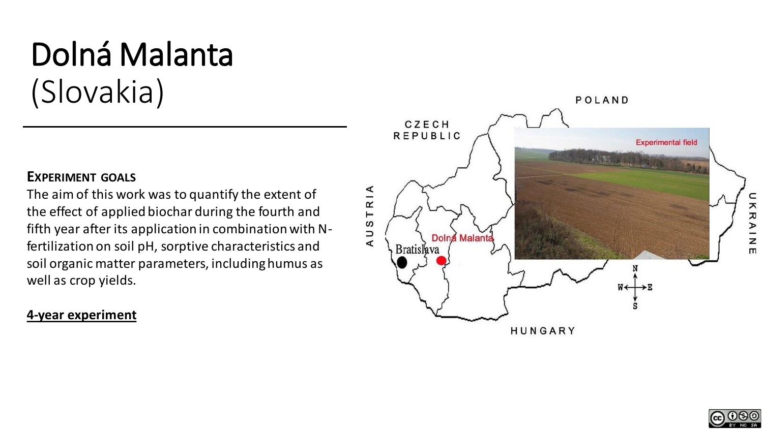# Dolná Malanta
(Slovakia)

**EXPERIMENT GOALS**

The aim of this work was to quantify the extent of the effect of applied biochar during the fourth and fifth year after its application in combination with N-fertilization on soil pH, sorptive characteristics and soil organic matter parameters, including humus as well as crop yields.

**4-year experiment**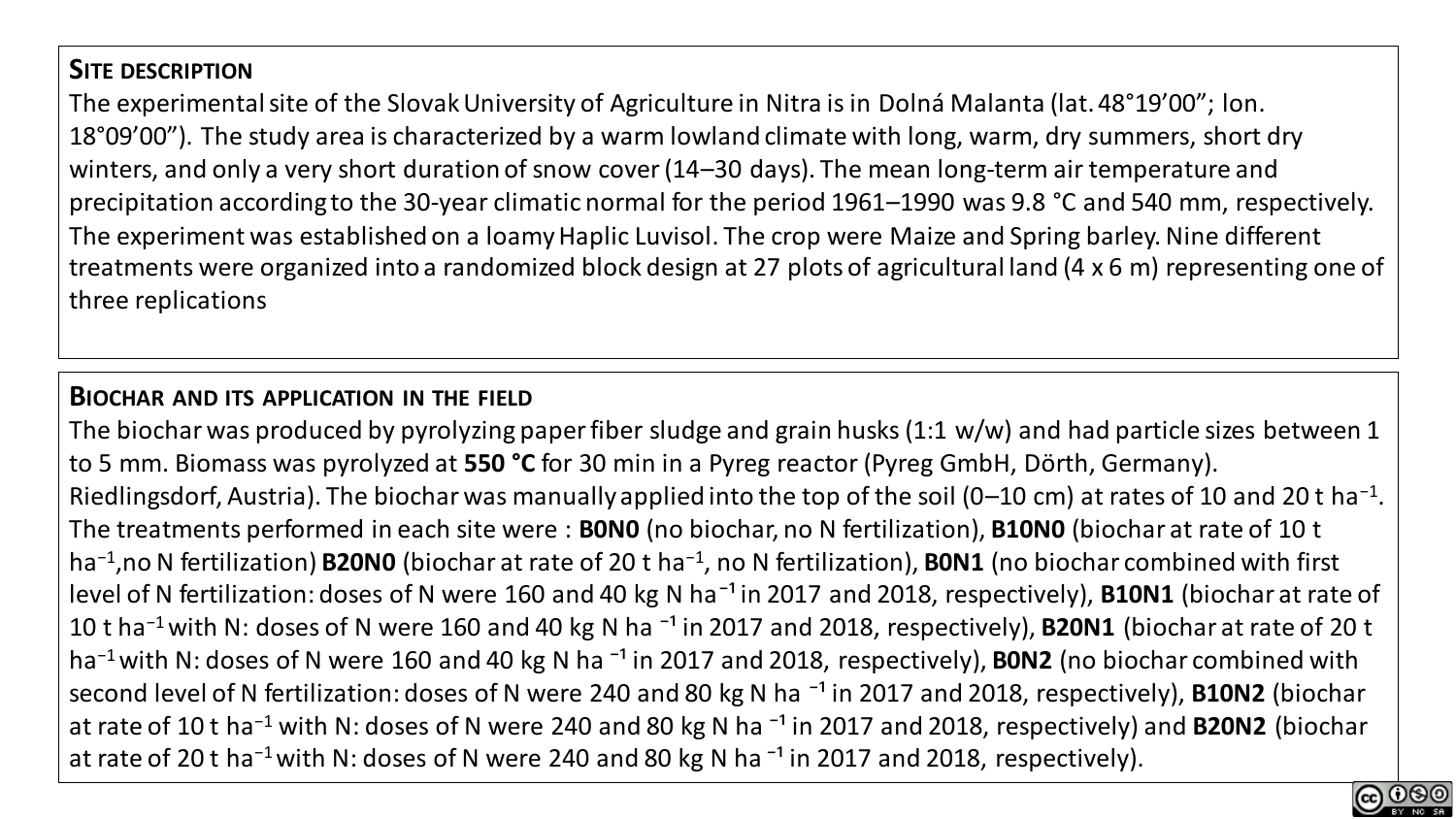## Site description

The experimental site of the Slovak University of Agriculture in Nitra is in Dolná Malanta (lat. 48°19'00"; lon. 18°09'00"). The study area is characterized by a warm lowland climate with long, warm, dry summers, short dry winters, and only a very short duration of snow cover (14–30 days). The mean long-term air temperature and precipitation according to the 30-year climatic normal for the period 1961–1990 was 9.8 °C and 540 mm, respectively. The experiment was established on a loamy Haplic Luvisol. The crop were Maize and Spring barley. Nine different treatments were organized into a randomized block design at 27 plots of agricultural land (4 x 6 m) representing one of three replications

## Biochar and its application in the field

The biochar was produced by pyrolyzing paper fiber sludge and grain husks (1:1 w/w) and had particle sizes between 1 to 5 mm. Biomass was pyrolyzed at **550 °C** for 30 min in a Pyreg reactor (Pyreg GmbH, Dörth, Germany). Riedlingsdorf, Austria). The biochar was manually applied into the top of the soil (0–10 cm) at rates of 10 and 20 t ha$^{-1}$. The treatments performed in each site were : **B0N0** (no biochar, no N fertilization), **B10N0** (biochar at rate of 10 t ha$^{-1}$,no N fertilization) **B20N0** (biochar at rate of 20 t ha$^{-1}$, no N fertilization), **B0N1** (no biochar combined with first level of N fertilization: doses of N were 160 and 40 kg N ha$^{-1}$ in 2017 and 2018, respectively), **B10N1** (biochar at rate of 10 t ha$^{-1}$ with N: doses of N were 160 and 40 kg N ha $^{-1}$ in 2017 and 2018, respectively), **B20N1** (biochar at rate of 20 t ha$^{-1}$ with N: doses of N were 160 and 40 kg N ha $^{-1}$ in 2017 and 2018, respectively), **B0N2** (no biochar combined with second level of N fertilization: doses of N were 240 and 80 kg N ha $^{-1}$ in 2017 and 2018, respectively), **B10N2** (biochar at rate of 10 t ha$^{-1}$ with N: doses of N were 240 and 80 kg N ha $^{-1}$ in 2017 and 2018, respectively) and **B20N2** (biochar at rate of 20 t ha$^{-1}$ with N: doses of N were 240 and 80 kg N ha $^{-1}$ in 2017 and 2018, respectively).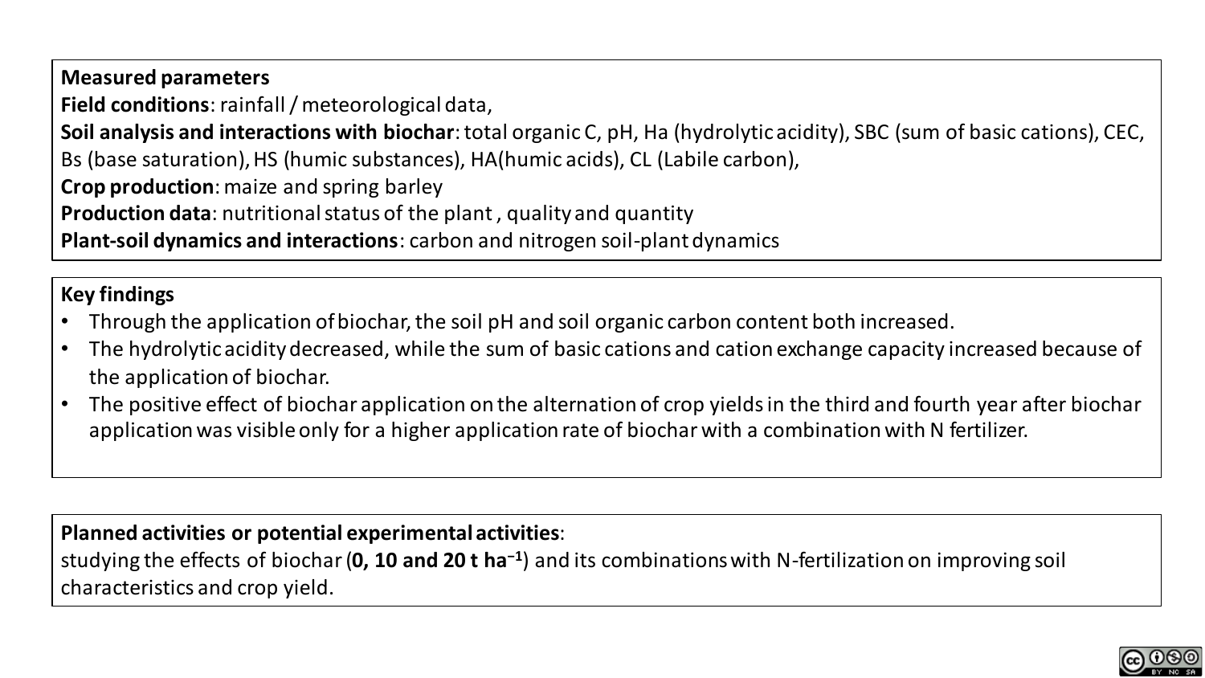**Measured parameters**

**Field conditions**: rainfall / meteorological data,

**Soil analysis and interactions with biochar**: total organic C, pH, Ha (hydrolytic acidity), SBC (sum of basic cations), CEC, Bs (base saturation), HS (humic substances), HA(humic acids), CL (Labile carbon),

**Crop production**: maize and spring barley

**Production data**: nutritional status of the plant , quality and quantity

**Plant-soil dynamics and interactions**: carbon and nitrogen soil-plant dynamics

**Key findings**

- Through the application of biochar, the soil pH and soil organic carbon content both increased.
- The hydrolytic acidity decreased, while the sum of basic cations and cation exchange capacity increased because of the application of biochar.
- The positive effect of biochar application on the alternation of crop yields in the third and fourth year after biochar application was visible only for a higher application rate of biochar with a combination with N fertilizer.

**Planned activities or potential experimental activities**:

studying the effects of biochar (**0, 10 and 20 t ha$^{-1}$**) and its combinations with N-fertilization on improving soil characteristics and crop yield.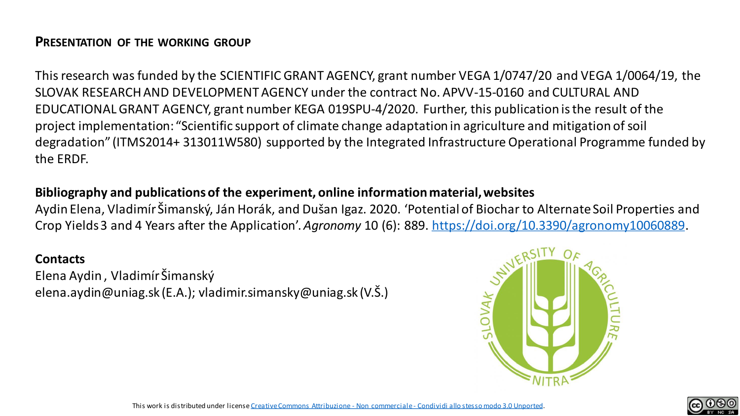## Presentation of the working group

This research was funded by the SCIENTIFIC GRANT AGENCY, grant number VEGA 1/0747/20 and VEGA 1/0064/19, the SLOVAK RESEARCH AND DEVELOPMENT AGENCY under the contract No. APVV-15-0160 and CULTURAL AND EDUCATIONAL GRANT AGENCY, grant number KEGA 019SPU-4/2020. Further, this publication is the result of the project implementation: "Scientific support of climate change adaptation in agriculture and mitigation of soil degradation" (ITMS2014+ 313011W580) supported by the Integrated Infrastructure Operational Programme funded by the ERDF.

**Bibliography and publications of the experiment, online information material, websites**

Aydin Elena, Vladimír Šimanský, Ján Horák, and Dušan Igaz. 2020. 'Potential of Biochar to Alternate Soil Properties and Crop Yields 3 and 4 Years after the Application'. *Agronomy* 10 (6): 889. https://doi.org/10.3390/agronomy10060889.

**Contacts**

Elena Aydin , Vladimír Šimanský
elena.aydin@uniag.sk (E.A.); vladimir.simansky@uniag.sk (V.Š.)

SLOVAK UNIVERSITY OF AGRICULTURE NITRA

This work is distributed under license Creative Commons Attribuzione - Non commerciale - Condividi allo stesso modo 3.0 Unported.